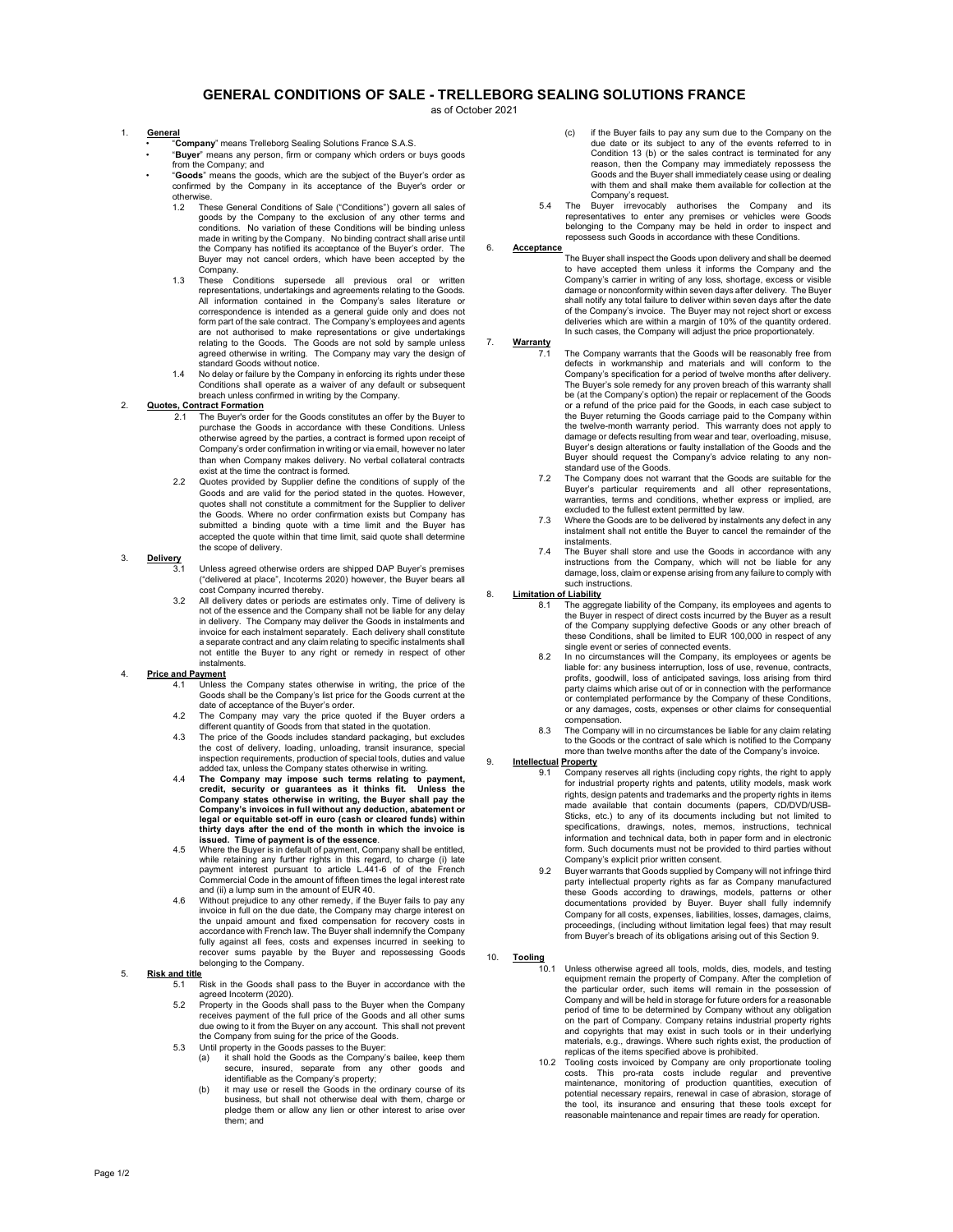# GENERAL CONDITIONS OF SALE - TRELLEBORG SEALING SOLUTIONS FRANCE

as of October 2021

## 1. General

- "**Company**" means Trelleborg Sealing Solutions France S.A.S.
- "**Buyer**" means any person, firm or company which orders or buys goods from the Company; and
- "**Goods**" means the goods, which are the subject of the Buyer's order as confirmed by the Company in its acceptance of the Buyer's order or otherwise.

1.2 These General Conditions of Sale ("Conditions") govern all sales of goods by the Company to the exclusion of any other terms and conditions. No variation of these Conditions will be binding unless made in writing by the Company. No binding contract shall arise until the Company has notified its acceptance of the Buyer's order. The Buyer may not cancel orders, which have been accepted by the Company.

1.3 These Conditions supersede all previous oral or written representations, undertakings and agreements relating to the Goods. All information contained in the Company's sales literature or correspondence is intended as a general guide only and does not form part of the sale contract. The Company's employees and agents are not authorised to make representations or give undertakings relating to the Goods. The Goods are not sold by sample unless agreed otherwise in writing. The Company may vary the design of standard Goods without notice.

1.4 No delay or failure by the Company in enforcing its rights under these Conditions shall operate as a waiver of any default or subsequent breach unless confirmed in writing by the Company.

## 2. Quotes, Contract Formation

2.1 The Buyer's order for the Goods constitutes an offer by the Buyer to purchase the Goods in accordance with these Conditions. Unless otherwise agreed by the parties, a contract is formed upon receipt of Company's order confirmation in writing or via email, however no later than when Company makes delivery. No verbal collateral contracts exist at the time the contract is formed.

2.2 Quotes provided by Supplier define the conditions of supply of the Goods and are valid for the period stated in the quotes. However, quotes shall not constitute a commitment for the Supplier to deliver the Goods. Where no order confirmation exists but Company has submitted a binding quote with a time limit and the Buyer has accepted the quote within that time limit, said quote shall determine the scope of delivery.

## 3. Delivery

3.1 Unless agreed otherwise orders are shipped DAP Buyer's premises ("delivered at place", Incoterms 2020) however, the Buyer bears all cost Company incurred thereby.

3.2 All delivery dates or periods are estimates only. Time of delivery is not of the essence and the Company shall not be liable for any delay in delivery. The Company may deliver the Goods in instalments and invoice for each instalment separately. Each delivery shall constitute a separate contract and any claim relating to specific instalments shall not entitle the Buyer to any right or remedy in respect of other instalments.

## 4. Price and Payment

4.1 Unless the Company states otherwise in writing, the price of the Goods shall be the Company's list price for the Goods current at the date of acceptance of the Buyer's order.

4.2 The Company may vary the price quoted if the Buyer orders a different quantity of Goods from that stated in the quotation.

4.3 The price of the Goods includes standard packaging, but excludes the cost of delivery, loading, unloading, transit insurance, special inspection requirements, production of special tools, duties and value added tax, unless the Company states otherwise in writing.

4.4 **The Company may impose such terms relating to payment, credit, security or guarantees as it thinks fit. Unless the Company states otherwise in writing, the Buyer shall pay the Company's invoices in full without any deduction, abatement or legal or equitable set-off in euro (cash or cleared funds) within thirty days after the end of the month in which the invoice is issued. Time of payment is of the essence**.

4.5 Where the Buyer is in default of payment, Company shall be entitled, while retaining any further rights in this regard, to charge (i) late payment interest pursuant to article L.441-6 of of the French Commercial Code in the amount of fifteen times the legal interest rate and (ii) a lump sum in the amount of EUR 40.

4.6 Without prejudice to any other remedy, if the Buyer fails to pay any invoice in full on the due date, the Company may charge interest on the unpaid amount and fixed compensation for recovery costs in accordance with French law. The Buyer shall indemnify the Company fully against all fees, costs and expenses incurred in seeking to recover sums payable by the Buyer and repossessing Goods belonging to the Company.

## 5. Risk and title

5.1 Risk in the Goods shall pass to the Buyer in accordance with the agreed Incoterm (2020).

5.2 Property in the Goods shall pass to the Buyer when the Company receives payment of the full price of the Goods and all other sums due owing to it from the Buyer on any account. This shall not prevent the Company from suing for the price of the Goods.

5.3 Until property in the Goods passes to the Buyer:

(a) it shall hold the Goods as the Company's bailee, keep them secure, insured, separate from any other goods and identifiable as the Company's property;

(b) it may use or resell the Goods in the ordinary course of its business, but shall not otherwise deal with them, charge or pledge them or allow any lien or other interest to arise over them; and

(c) if the Buyer fails to pay any sum due to the Company on the due date or its subject to any of the events referred to in Condition 13 (b) or the sales contract is terminated for any reason, then the Company may immediately repossess the Goods and the Buyer shall immediately cease using or dealing with them and shall make them available for collection at the Company's request.

5.4 The Buyer irrevocably authorises the Company and its representatives to enter any premises or vehicles were Goods belonging to the Company may be held in order to inspect and repossess such Goods in accordance with these Conditions.

## 6. Acceptance

The Buyer shall inspect the Goods upon delivery and shall be deemed to have accepted them unless it informs the Company and the Company's carrier in writing of any loss, shortage, excess or visible damage or nonconformity within seven days after delivery. The Buyer shall notify any total failure to deliver within seven days after the date of the Company's invoice. The Buyer may not reject short or excess deliveries which are within a margin of 10% of the quantity ordered. In such cases, the Company will adjust the price proportionately.

## 7. Warranty

7.1 The Company warrants that the Goods will be reasonably free from defects in workmanship and materials and will conform to the Company's specification for a period of twelve months after delivery. The Buyer's sole remedy for any proven breach of this warranty shall be (at the Company's option) the repair or replacement of the Goods or a refund of the price paid for the Goods, in each case subject to the Buyer returning the Goods carriage paid to the Company within the twelve-month warranty period. This warranty does not apply to damage or defects resulting from wear and tear, overloading, misuse, Buyer's design alterations or faulty installation of the Goods and the Buyer should request the Company's advice relating to any non-standard use of the Goods.

7.2 The Company does not warrant that the Goods are suitable for the Buyer's particular requirements and all other representations, warranties, terms and conditions, whether express or implied, are excluded to the fullest extent permitted by law.

7.3 Where the Goods are to be delivered by instalments any defect in any instalment shall not entitle the Buyer to cancel the remainder of the instalments.

7.4 The Buyer shall store and use the Goods in accordance with any instructions from the Company, which will not be liable for any damage, loss, claim or expense arising from any failure to comply with such instructions.

## 8. Limitation of Liability

8.1 The aggregate liability of the Company, its employees and agents to the Buyer in respect of direct costs incurred by the Buyer as a result of the Company supplying defective Goods or any other breach of these Conditions, shall be limited to EUR 100,000 in respect of any single event or series of connected events.

8.2 In no circumstances will the Company, its employees or agents be liable for: any business interruption, loss of use, revenue, contracts, profits, goodwill, loss of anticipated savings, loss arising from third party claims which arise out of or in connection with the performance or contemplated performance by the Company of these Conditions, or any damages, costs, expenses or other claims for consequential compensation.

8.3 The Company will in no circumstances be liable for any claim relating to the Goods or the contract of sale which is notified to the Company more than twelve months after the date of the Company's invoice.

## 9. Intellectual Property

9.1 Company reserves all rights (including copy rights, the right to apply for industrial property rights and patents, utility models, mask work rights, design patents and trademarks and the property rights in items made available that contain documents (papers, CD/DVD/USB-Sticks, etc.) to any of its documents including but not limited to specifications, drawings, notes, memos, instructions, technical information and technical data, both in paper form and in electronic form. Such documents must not be provided to third parties without Company's explicit prior written consent.

9.2 Buyer warrants that Goods supplied by Company will not infringe third party intellectual property rights as far as Company manufactured these Goods according to drawings, models, patterns or other documentations provided by Buyer. Buyer shall fully indemnify Company for all costs, expenses, liabilities, losses, damages, claims, proceedings, (including without limitation legal fees) that may result from Buyer's breach of its obligations arising out of this Section 9.

## 10. Tooling

10.1 Unless otherwise agreed all tools, molds, dies, models, and testing equipment remain the property of Company. After the completion of the particular order, such items will remain in the possession of Company and will be held in storage for future orders for a reasonable period of time to be determined by Company without any obligation on the part of Company. Company retains industrial property rights and copyrights that may exist in such tools or in their underlying materials, e.g., drawings. Where such rights exist, the production of replicas of the items specified above is prohibited.

10.2 Tooling costs invoiced by Company are only proportionate tooling costs. This pro-rata costs include regular and preventive maintenance, monitoring of production quantities, execution of potential necessary repairs, renewal in case of abrasion, storage of the tool, its insurance and ensuring that these tools except for reasonable maintenance and repair times are ready for operation.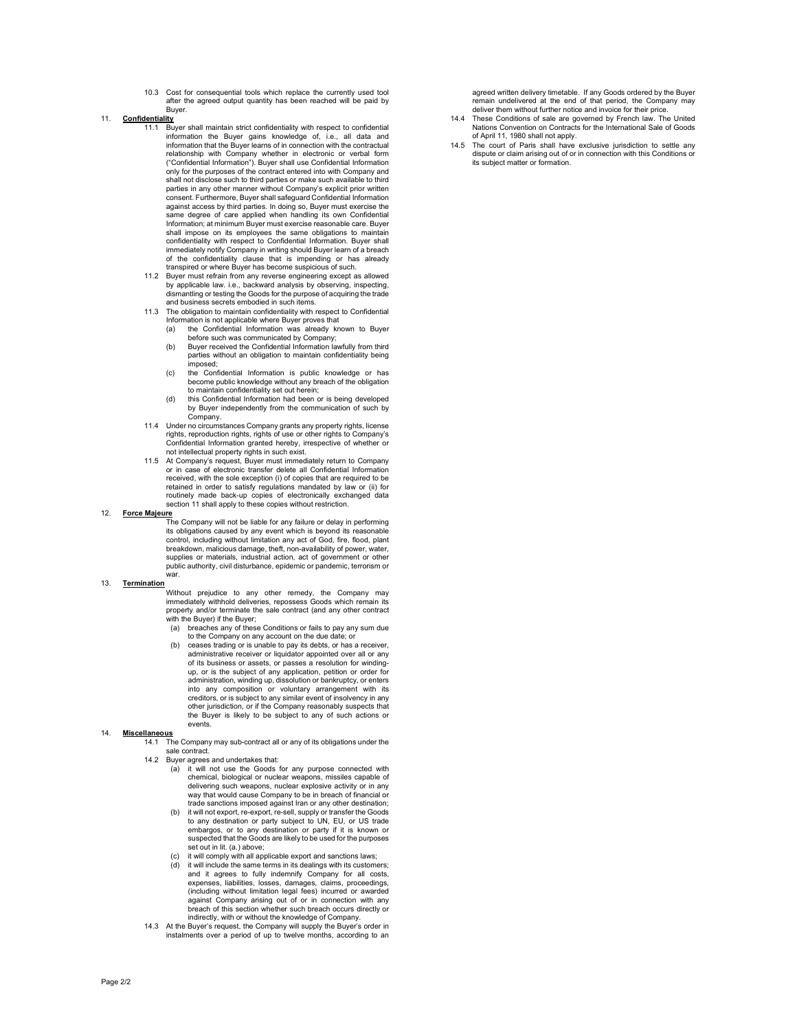10.3 Cost for consequential tools which replace the currently used tool after the agreed output quantity has been reached will be paid by Buyer.

11. **Confidentiality**

11.1 Buyer shall maintain strict confidentiality with respect to confidential information the Buyer gains knowledge of, i.e., all data and information that the Buyer learns of in connection with the contractual relationship with Company whether in electronic or verbal form ("Confidential Information"). Buyer shall use Confidential Information only for the purposes of the contract entered into with Company and shall not disclose such to third parties or make such available to third parties in any other manner without Company's explicit prior written consent. Furthermore, Buyer shall safeguard Confidential Information against access by third parties. In doing so, Buyer must exercise the same degree of care applied when handling its own Confidential Information; at minimum Buyer must exercise reasonable care. Buyer shall impose on its employees the same obligations to maintain confidentiality with respect to Confidential Information. Buyer shall immediately notify Company in writing should Buyer learn of a breach of the confidentiality clause that is impending or has already transpired or where Buyer has become suspicious of such.

11.2 Buyer must refrain from any reverse engineering except as allowed by applicable law. i.e., backward analysis by observing, inspecting, dismantling or testing the Goods for the purpose of acquiring the trade and business secrets embodied in such items.

11.3 The obligation to maintain confidentiality with respect to Confidential Information is not applicable where Buyer proves that

(a) the Confidential Information was already known to Buyer before such was communicated by Company;

(b) Buyer received the Confidential Information lawfully from third parties without an obligation to maintain confidentiality being imposed;

(c) the Confidential Information is public knowledge or has become public knowledge without any breach of the obligation to maintain confidentiality set out herein;

(d) this Confidential Information had been or is being developed by Buyer independently from the communication of such by Company.

11.4 Under no circumstances Company grants any property rights, license rights, reproduction rights, rights of use or other rights to Company's Confidential Information granted hereby, irrespective of whether or not intellectual property rights in such exist.

11.5 At Company's request, Buyer must immediately return to Company or in case of electronic transfer delete all Confidential Information received, with the sole exception (i) of copies that are required to be retained in order to satisfy regulations mandated by law or (ii) for routinely made back-up copies of electronically exchanged data section 11 shall apply to these copies without restriction.

12. **Force Majeure**

The Company will not be liable for any failure or delay in performing its obligations caused by any event which is beyond its reasonable control, including without limitation any act of God, fire, flood, plant breakdown, malicious damage, theft, non-availability of power, water, supplies or materials, industrial action, act of government or other public authority, civil disturbance, epidemic or pandemic, terrorism or war.

13. **Termination**

Without prejudice to any other remedy, the Company may immediately withhold deliveries, repossess Goods which remain its property and/or terminate the sale contract (and any other contract with the Buyer) if the Buyer;

(a) breaches any of these Conditions or fails to pay any sum due to the Company on any account on the due date; or

(b) ceases trading or is unable to pay its debts, or has a receiver, administrative receiver or liquidator appointed over all or any of its business or assets, or passes a resolution for winding-up, or is the subject of any application, petition or order for administration, winding up, dissolution or bankruptcy, or enters into any composition or voluntary arrangement with its creditors, or is subject to any similar event of insolvency in any other jurisdiction, or if the Company reasonably suspects that the Buyer is likely to be subject to any of such actions or events.

14. **Miscellaneous**

14.1 The Company may sub-contract all or any of its obligations under the sale contract.

14.2 Buyer agrees and undertakes that:

(a) it will not use the Goods for any purpose connected with chemical, biological or nuclear weapons, missiles capable of delivering such weapons, nuclear explosive activity or in any way that would cause Company to be in breach of financial or trade sanctions imposed against Iran or any other destination;

(b) it will not export, re-export, re-sell, supply or transfer the Goods to any destination or party subject to UN, EU, or US trade embargos, or to any destination or party if it is known or suspected that the Goods are likely to be used for the purposes set out in lit. (a.) above;

(c) it will comply with all applicable export and sanctions laws;

(d) it will include the same terms in its dealings with its customers; and it agrees to fully indemnify Company for all costs, expenses, liabilities, losses, damages, claims, proceedings, (including without limitation legal fees) incurred or awarded against Company arising out of or in connection with any breach of this section whether such breach occurs directly or indirectly, with or without the knowledge of Company.

14.3 At the Buyer's request, the Company will supply the Buyer's order in instalments over a period of up to twelve months, according to an agreed written delivery timetable. If any Goods ordered by the Buyer remain undelivered at the end of that period, the Company may deliver them without further notice and invoice for their price.

14.4 These Conditions of sale are governed by French law. The United Nations Convention on Contracts for the International Sale of Goods of April 11, 1980 shall not apply.

14.5 The court of Paris shall have exclusive jurisdiction to settle any dispute or claim arising out of or in connection with this Conditions or its subject matter or formation.